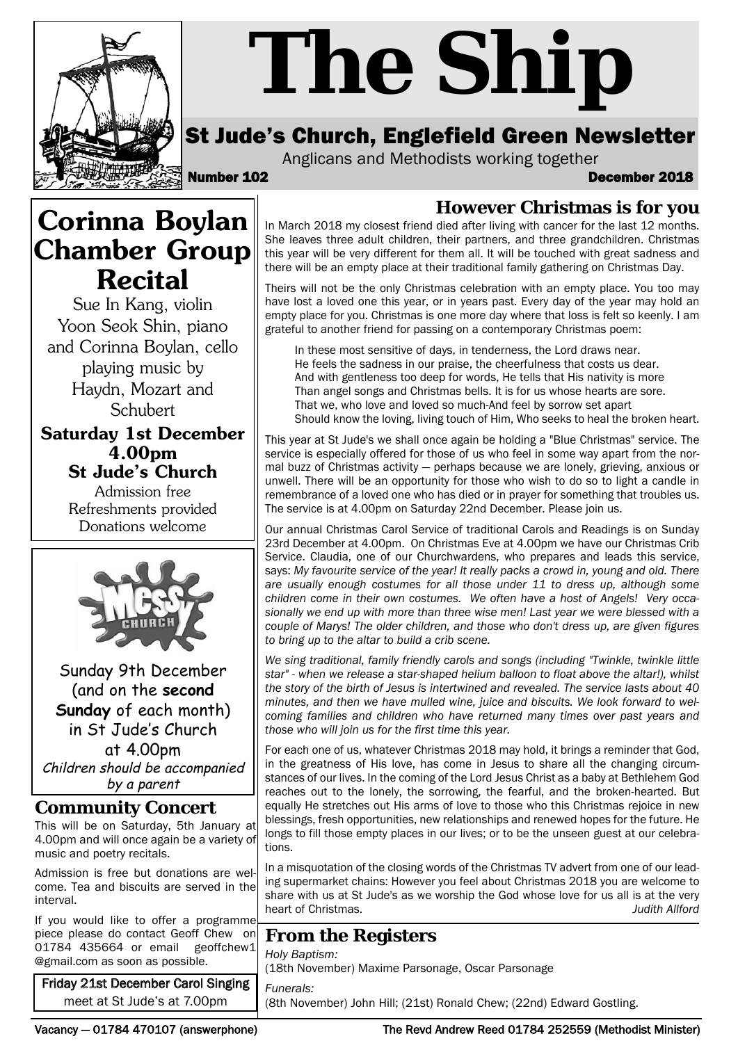# The Ship

## St Jude's Church, Englefield Green Newsletter

Anglicans and Methodists working together

**Number 102** **December 2018**

## Corinna Boylan Chamber Group Recital

Sue In Kang, violin
Yoon Seok Shin, piano
and Corinna Boylan, cello
playing music by
Haydn, Mozart and Schubert

**Saturday 1st December 4.00pm**
**St Jude's Church**

Admission free
Refreshments provided
Donations welcome

Sunday 9th December (and on the **second Sunday** of each month) in St Jude's Church at 4.00pm

*Children should be accompanied by a parent*

### Community Concert

This will be on Saturday, 5th January at 4.00pm and will once again be a variety of music and poetry recitals.

Admission is free but donations are welcome. Tea and biscuits are served in the interval.

If you would like to offer a programme piece please do contact Geoff Chew on 01784 435664 or email geoffchew1@gmail.com as soon as possible.

Friday 21st December Carol Singing
meet at St Jude's at 7.00pm

## However Christmas is for you

In March 2018 my closest friend died after living with cancer for the last 12 months. She leaves three adult children, their partners, and three grandchildren. Christmas this year will be very different for them all. It will be touched with great sadness and there will be an empty place at their traditional family gathering on Christmas Day.

Theirs will not be the only Christmas celebration with an empty place. You too may have lost a loved one this year, or in years past. Every day of the year may hold an empty place for you. Christmas is one more day where that loss is felt so keenly. I am grateful to another friend for passing on a contemporary Christmas poem:

> In these most sensitive of days, in tenderness, the Lord draws near.
> He feels the sadness in our praise, the cheerfulness that costs us dear.
> And with gentleness too deep for words, He tells that His nativity is more
> Than angel songs and Christmas bells. It is for us whose hearts are sore.
> That we, who love and loved so much-And feel by sorrow set apart
> Should know the loving, living touch of Him, Who seeks to heal the broken heart.

This year at St Jude's we shall once again be holding a "Blue Christmas" service. The service is especially offered for those of us who feel in some way apart from the normal buzz of Christmas activity — perhaps because we are lonely, grieving, anxious or unwell. There will be an opportunity for those who wish to do so to light a candle in remembrance of a loved one who has died or in prayer for something that troubles us. The service is at 4.00pm on Saturday 22nd December. Please join us.

Our annual Christmas Carol Service of traditional Carols and Readings is on Sunday 23rd December at 4.00pm. On Christmas Eve at 4.00pm we have our Christmas Crib Service. Claudia, one of our Churchwardens, who prepares and leads this service, says: *My favourite service of the year! It really packs a crowd in, young and old. There are usually enough costumes for all those under 11 to dress up, although some children come in their own costumes. We often have a host of Angels! Very occasionally we end up with more than three wise men! Last year we were blessed with a couple of Marys! The older children, and those who don't dress up, are given figures to bring up to the altar to build a crib scene.*

*We sing traditional, family friendly carols and songs (including "Twinkle, twinkle little star" - when we release a star-shaped helium balloon to float above the altar!), whilst the story of the birth of Jesus is intertwined and revealed. The service lasts about 40 minutes, and then we have mulled wine, juice and biscuits. We look forward to welcoming families and children who have returned many times over past years and those who will join us for the first time this year.*

For each one of us, whatever Christmas 2018 may hold, it brings a reminder that God, in the greatness of His love, has come in Jesus to share all the changing circumstances of our lives. In the coming of the Lord Jesus Christ as a baby at Bethlehem God reaches out to the lonely, the sorrowing, the fearful, and the broken-hearted. But equally He stretches out His arms of love to those who this Christmas rejoice in new blessings, fresh opportunities, new relationships and renewed hopes for the future. He longs to fill those empty places in our lives; or to be the unseen guest at our celebrations.

In a misquotation of the closing words of the Christmas TV advert from one of our leading supermarket chains: However you feel about Christmas 2018 you are welcome to share with us at St Jude's as we worship the God whose love for us all is at the very heart of Christmas.

*Judith Allford*

## From the Registers

*Holy Baptism:*
(18th November) Maxime Parsonage, Oscar Parsonage

*Funerals:*
(8th November) John Hill; (21st) Ronald Chew; (22nd) Edward Gostling.

Vacancy — 01784 470107 (answerphone) The Revd Andrew Reed 01784 252559 (Methodist Minister)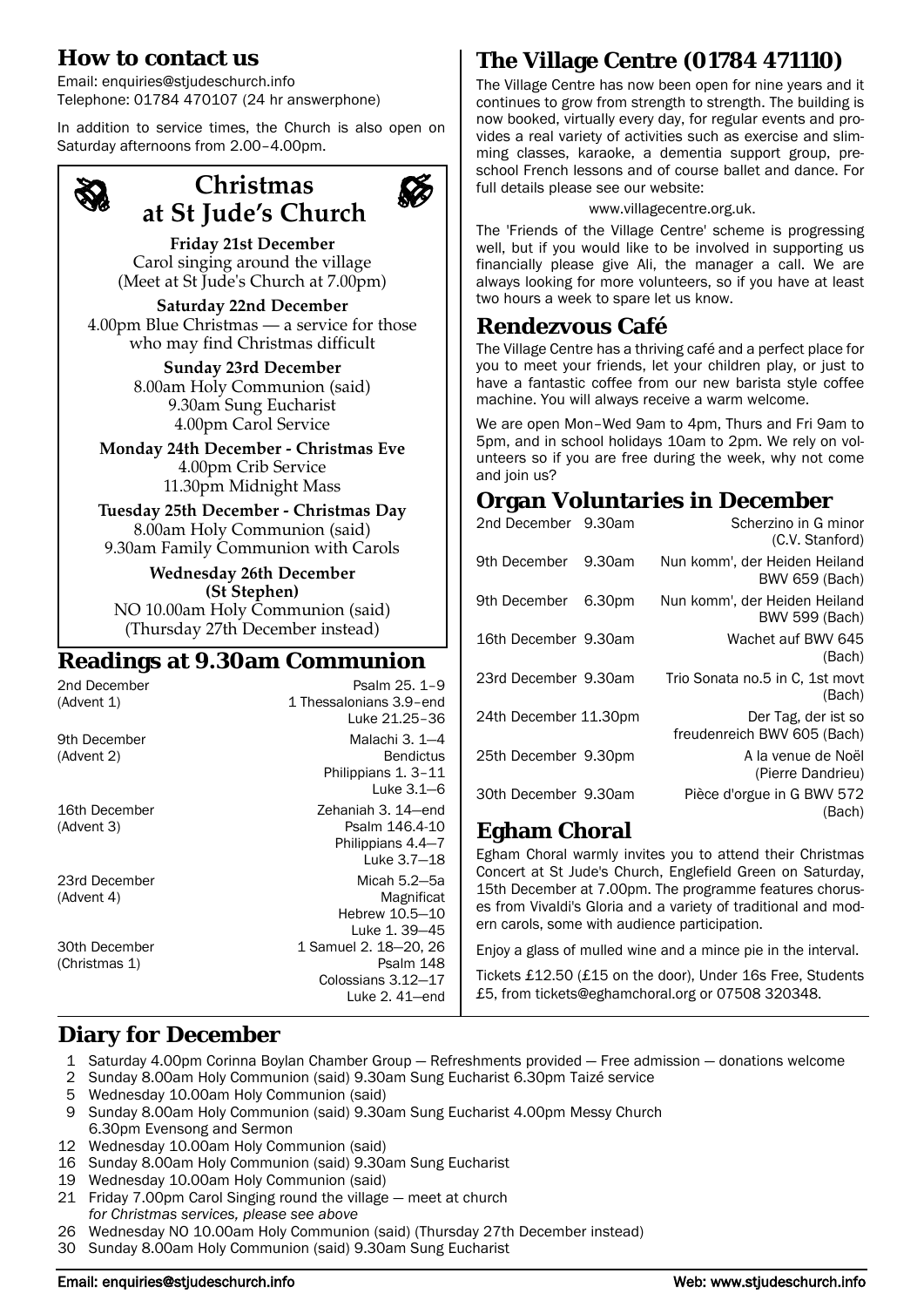## How to contact us

Email: enquiries@stjudeschurch.info
Telephone: 01784 470107 (24 hr answerphone)

In addition to service times, the Church is also open on Saturday afternoons from 2.00–4.00pm.

## Christmas at St Jude's Church

**Friday 21st December**
Carol singing around the village
(Meet at St Jude's Church at 7.00pm)

**Saturday 22nd December**
4.00pm Blue Christmas — a service for those who may find Christmas difficult

**Sunday 23rd December**
8.00am Holy Communion (said)
9.30am Sung Eucharist
4.00pm Carol Service

**Monday 24th December - Christmas Eve**
4.00pm Crib Service
11.30pm Midnight Mass

**Tuesday 25th December - Christmas Day**
8.00am Holy Communion (said)
9.30am Family Communion with Carols

**Wednesday 26th December (St Stephen)**
NO 10.00am Holy Communion (said)
(Thursday 27th December instead)

## Readings at 9.30am Communion

| | |
|---|---|
| 2nd December (Advent 1) | Psalm 25. 1–9<br>1 Thessalonians 3.9–end<br>Luke 21.25–36 |
| 9th December (Advent 2) | Malachi 3. 1—4<br>Bendictus<br>Philippians 1. 3–11<br>Luke 3.1—6 |
| 16th December (Advent 3) | Zehaniah 3. 14—end<br>Psalm 146.4-10<br>Philippians 4.4—7<br>Luke 3.7—18 |
| 23rd December (Advent 4) | Micah 5.2—5a<br>Magnificat<br>Hebrew 10.5—10<br>Luke 1. 39—45 |
| 30th December (Christmas 1) | 1 Samuel 2. 18—20, 26<br>Psalm 148<br>Colossians 3.12—17<br>Luke 2. 41—end |

## The Village Centre (01784 471110)

The Village Centre has now been open for nine years and it continues to grow from strength to strength. The building is now booked, virtually every day, for regular events and provides a real variety of activities such as exercise and slimming classes, karaoke, a dementia support group, preschool French lessons and of course ballet and dance. For full details please see our website:

www.villagecentre.org.uk.

The 'Friends of the Village Centre' scheme is progressing well, but if you would like to be involved in supporting us financially please give Ali, the manager a call. We are always looking for more volunteers, so if you have at least two hours a week to spare let us know.

## Rendezvous Café

The Village Centre has a thriving café and a perfect place for you to meet your friends, let your children play, or just to have a fantastic coffee from our new barista style coffee machine. You will always receive a warm welcome.

We are open Mon–Wed 9am to 4pm, Thurs and Fri 9am to 5pm, and in school holidays 10am to 2pm. We rely on volunteers so if you are free during the week, why not come and join us?

## Organ Voluntaries in December

| | | |
|---|---|---|
| 2nd December | 9.30am | Scherzino in G minor (C.V. Stanford) |
| 9th December | 9.30am | Nun komm', der Heiden Heiland BWV 659 (Bach) |
| 9th December | 6.30pm | Nun komm', der Heiden Heiland BWV 599 (Bach) |
| 16th December | 9.30am | Wachet auf BWV 645 (Bach) |
| 23rd December | 9.30am | Trio Sonata no.5 in C, 1st movt (Bach) |
| 24th December | 11.30pm | Der Tag, der ist so freudenreich BWV 605 (Bach) |
| 25th December | 9.30pm | A la venue de Noël (Pierre Dandrieu) |
| 30th December | 9.30am | Pièce d'orgue in G BWV 572 (Bach) |

## Egham Choral

Egham Choral warmly invites you to attend their Christmas Concert at St Jude's Church, Englefield Green on Saturday, 15th December at 7.00pm. The programme features choruses from Vivaldi's Gloria and a variety of traditional and modern carols, some with audience participation.

Enjoy a glass of mulled wine and a mince pie in the interval.

Tickets £12.50 (£15 on the door), Under 16s Free, Students £5, from tickets@eghamchoral.org or 07508 320348.

## Diary for December

1 Saturday 4.00pm Corinna Boylan Chamber Group — Refreshments provided — Free admission — donations welcome
2 Sunday 8.00am Holy Communion (said) 9.30am Sung Eucharist 6.30pm Taizé service
5 Wednesday 10.00am Holy Communion (said)
9 Sunday 8.00am Holy Communion (said) 9.30am Sung Eucharist 4.00pm Messy Church 6.30pm Evensong and Sermon
12 Wednesday 10.00am Holy Communion (said)
16 Sunday 8.00am Holy Communion (said) 9.30am Sung Eucharist
19 Wednesday 10.00am Holy Communion (said)
21 Friday 7.00pm Carol Singing round the village — meet at church
*for Christmas services, please see above*
26 Wednesday NO 10.00am Holy Communion (said) (Thursday 27th December instead)
30 Sunday 8.00am Holy Communion (said) 9.30am Sung Eucharist